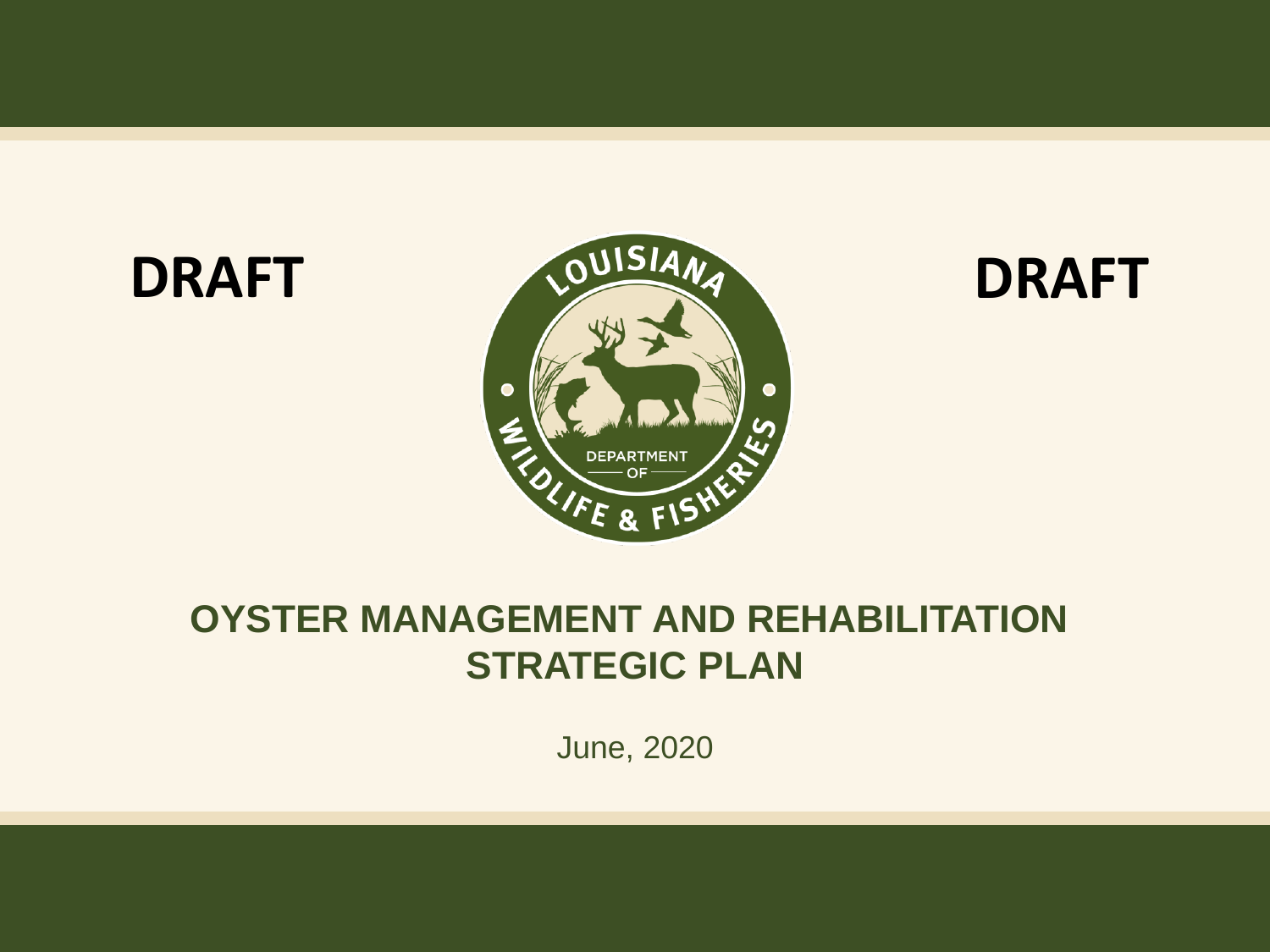DRAFT

DRAFT

# OYSTER MANAGEMENT AND REHABILITATION STRATEGIC PLAN

June, 2020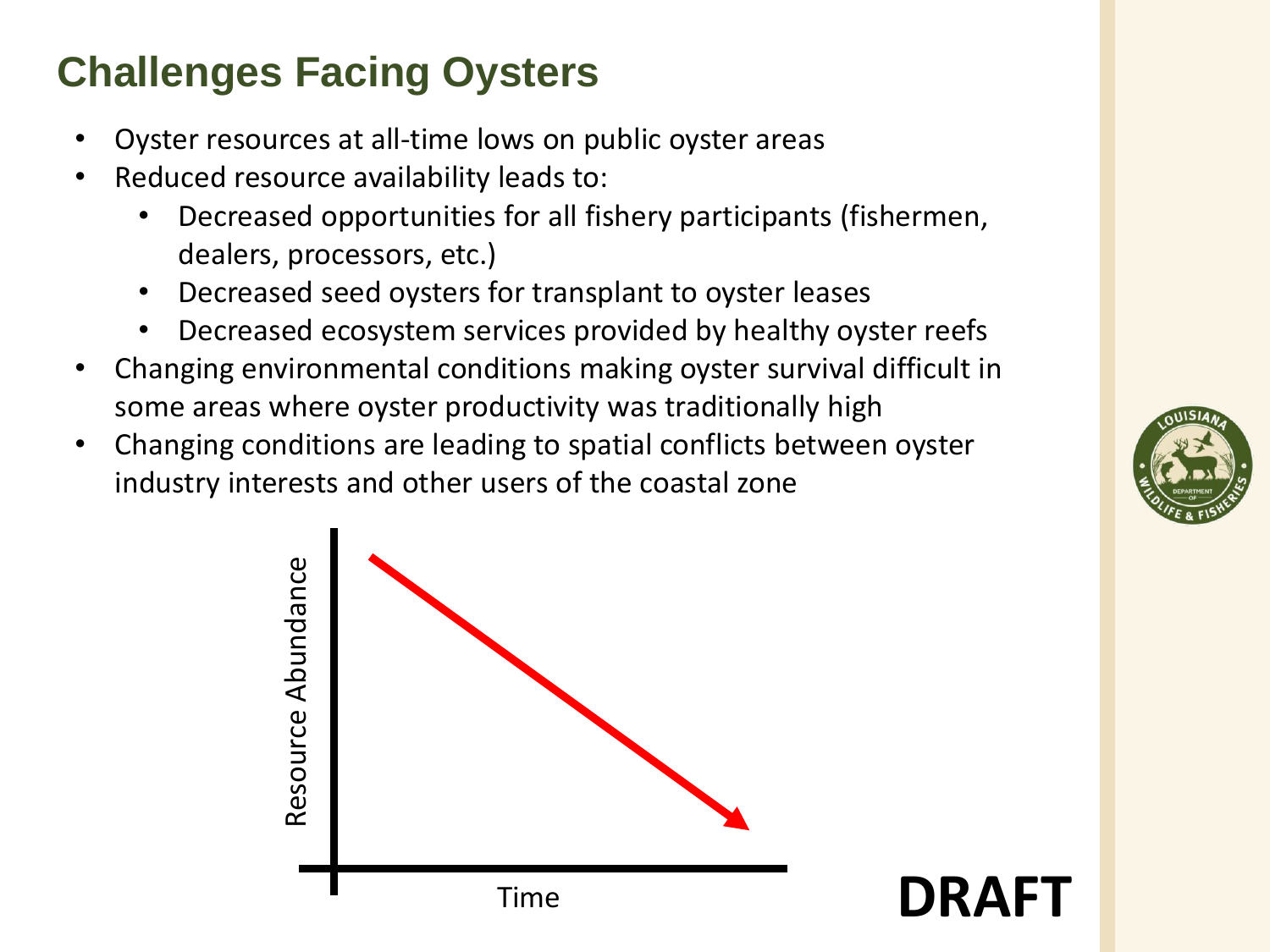## Challenges Facing Oysters

- Oyster resources at all-time lows on public oyster areas
- Reduced resource availability leads to:
  - Decreased opportunities for all fishery participants (fishermen, dealers, processors, etc.)
  - Decreased seed oysters for transplant to oyster leases
  - Decreased ecosystem services provided by healthy oyster reefs
- Changing environmental conditions making oyster survival difficult in some areas where oyster productivity was traditionally high
- Changing conditions are leading to spatial conflicts between oyster industry interests and other users of the coastal zone

Resource Abundance

Time

**DRAFT**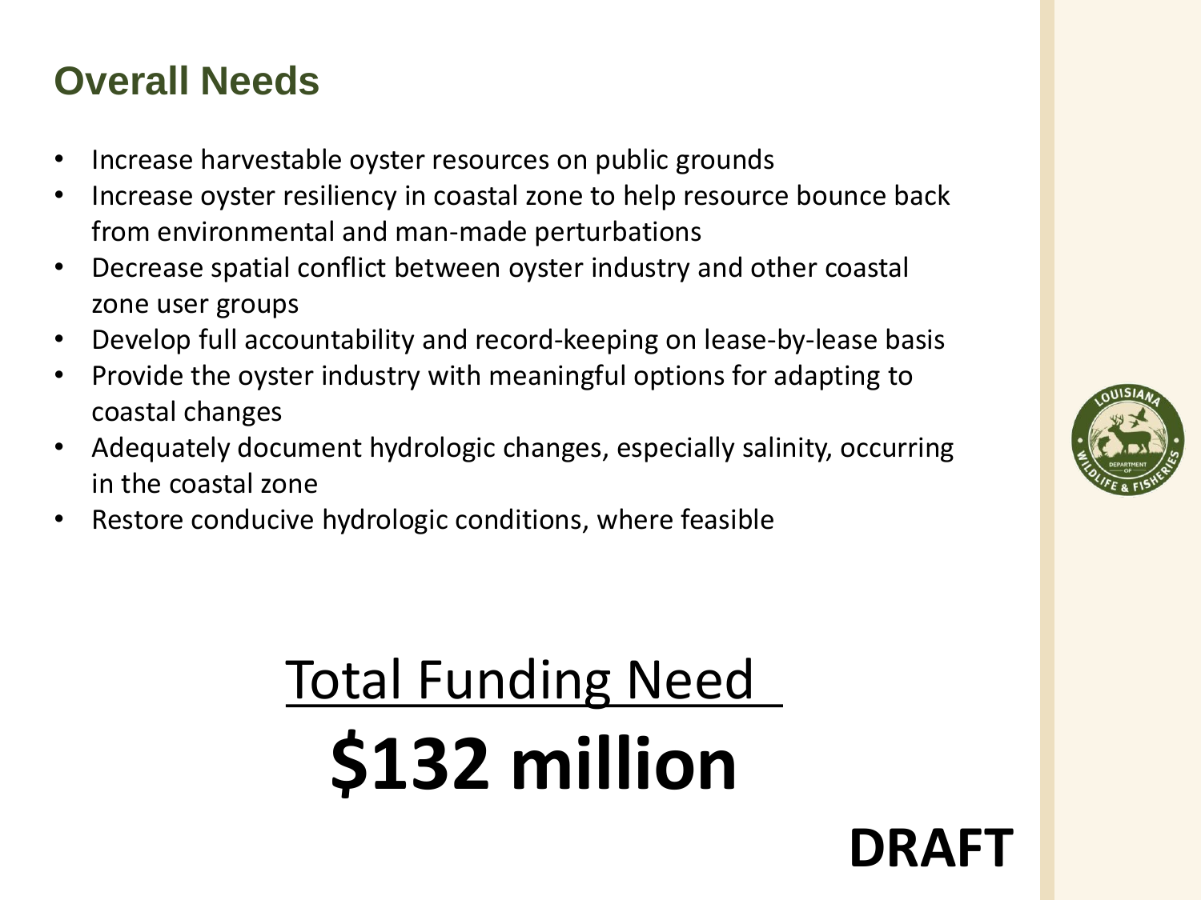## Overall Needs

- Increase harvestable oyster resources on public grounds
- Increase oyster resiliency in coastal zone to help resource bounce back from environmental and man-made perturbations
- Decrease spatial conflict between oyster industry and other coastal zone user groups
- Develop full accountability and record-keeping on lease-by-lease basis
- Provide the oyster industry with meaningful options for adapting to coastal changes
- Adequately document hydrologic changes, especially salinity, occurring in the coastal zone
- Restore conducive hydrologic conditions, where feasible

Total Funding Need

**$132 million**

**DRAFT**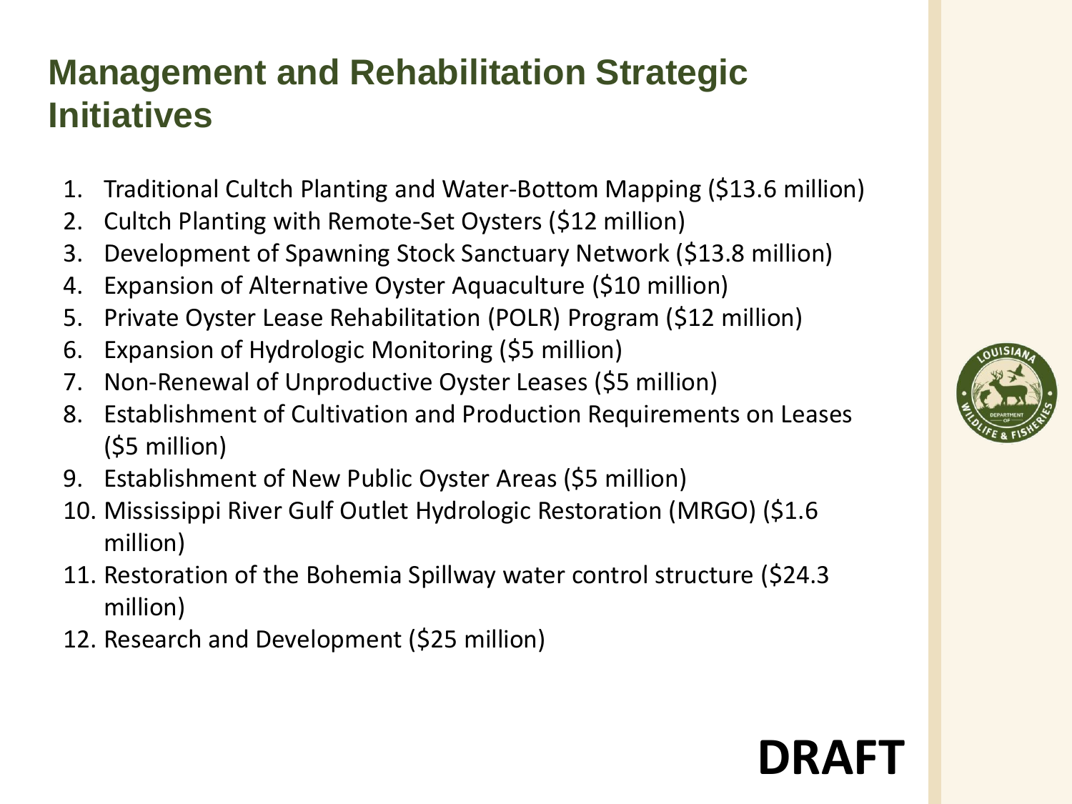# Management and Rehabilitation Strategic Initiatives

1. Traditional Cultch Planting and Water-Bottom Mapping ($13.6 million)
2. Cultch Planting with Remote-Set Oysters ($12 million)
3. Development of Spawning Stock Sanctuary Network ($13.8 million)
4. Expansion of Alternative Oyster Aquaculture ($10 million)
5. Private Oyster Lease Rehabilitation (POLR) Program ($12 million)
6. Expansion of Hydrologic Monitoring ($5 million)
7. Non-Renewal of Unproductive Oyster Leases ($5 million)
8. Establishment of Cultivation and Production Requirements on Leases ($5 million)
9. Establishment of New Public Oyster Areas ($5 million)
10. Mississippi River Gulf Outlet Hydrologic Restoration (MRGO) ($1.6 million)
11. Restoration of the Bohemia Spillway water control structure ($24.3 million)
12. Research and Development ($25 million)

**DRAFT**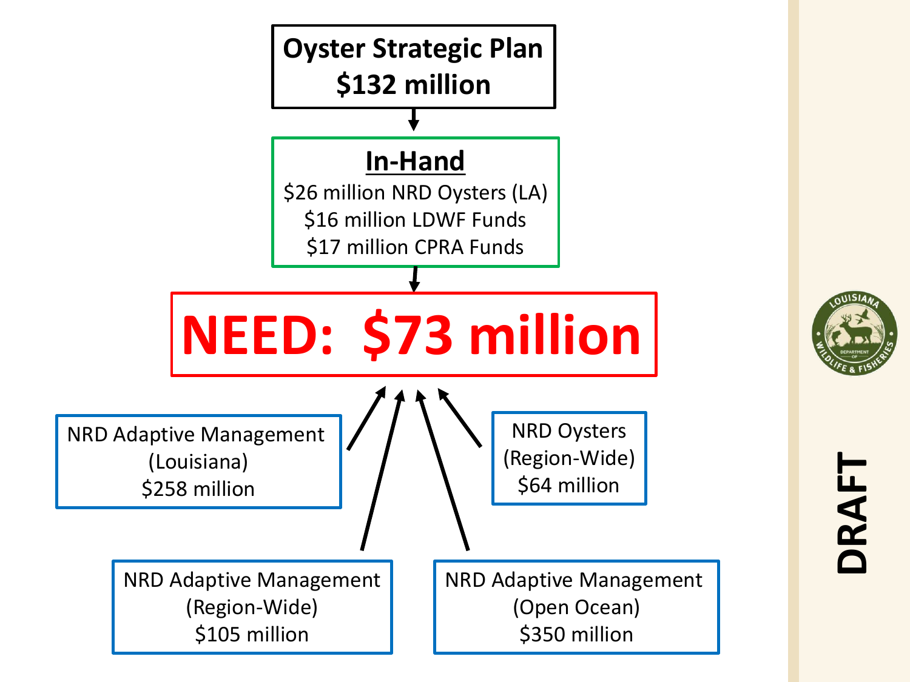# Oyster Strategic Plan
# $132 million

## In-Hand

$26 million NRD Oysters (LA)
$16 million LDWF Funds
$17 million CPRA Funds

# NEED: $73 million

NRD Adaptive Management (Louisiana)
$258 million

NRD Oysters (Region-Wide)
$64 million

NRD Adaptive Management (Region-Wide)
$105 million

NRD Adaptive Management (Open Ocean)
$350 million

DRAFT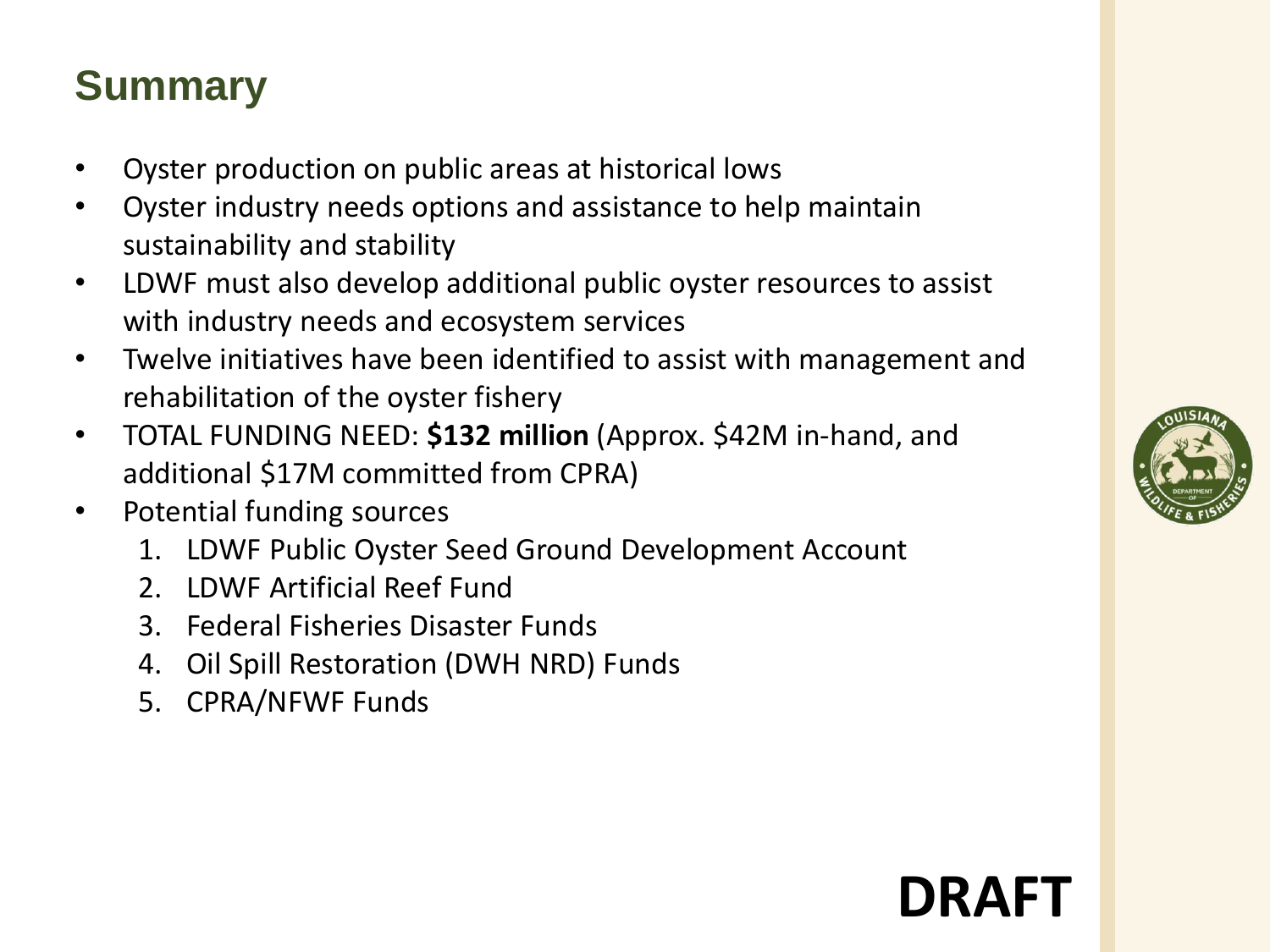## Summary

- Oyster production on public areas at historical lows
- Oyster industry needs options and assistance to help maintain sustainability and stability
- LDWF must also develop additional public oyster resources to assist with industry needs and ecosystem services
- Twelve initiatives have been identified to assist with management and rehabilitation of the oyster fishery
- TOTAL FUNDING NEED: **$132 million** (Approx. $42M in-hand, and additional $17M committed from CPRA)
- Potential funding sources
  1. LDWF Public Oyster Seed Ground Development Account
  2. LDWF Artificial Reef Fund
  3. Federal Fisheries Disaster Funds
  4. Oil Spill Restoration (DWH NRD) Funds
  5. CPRA/NFWF Funds

**DRAFT**